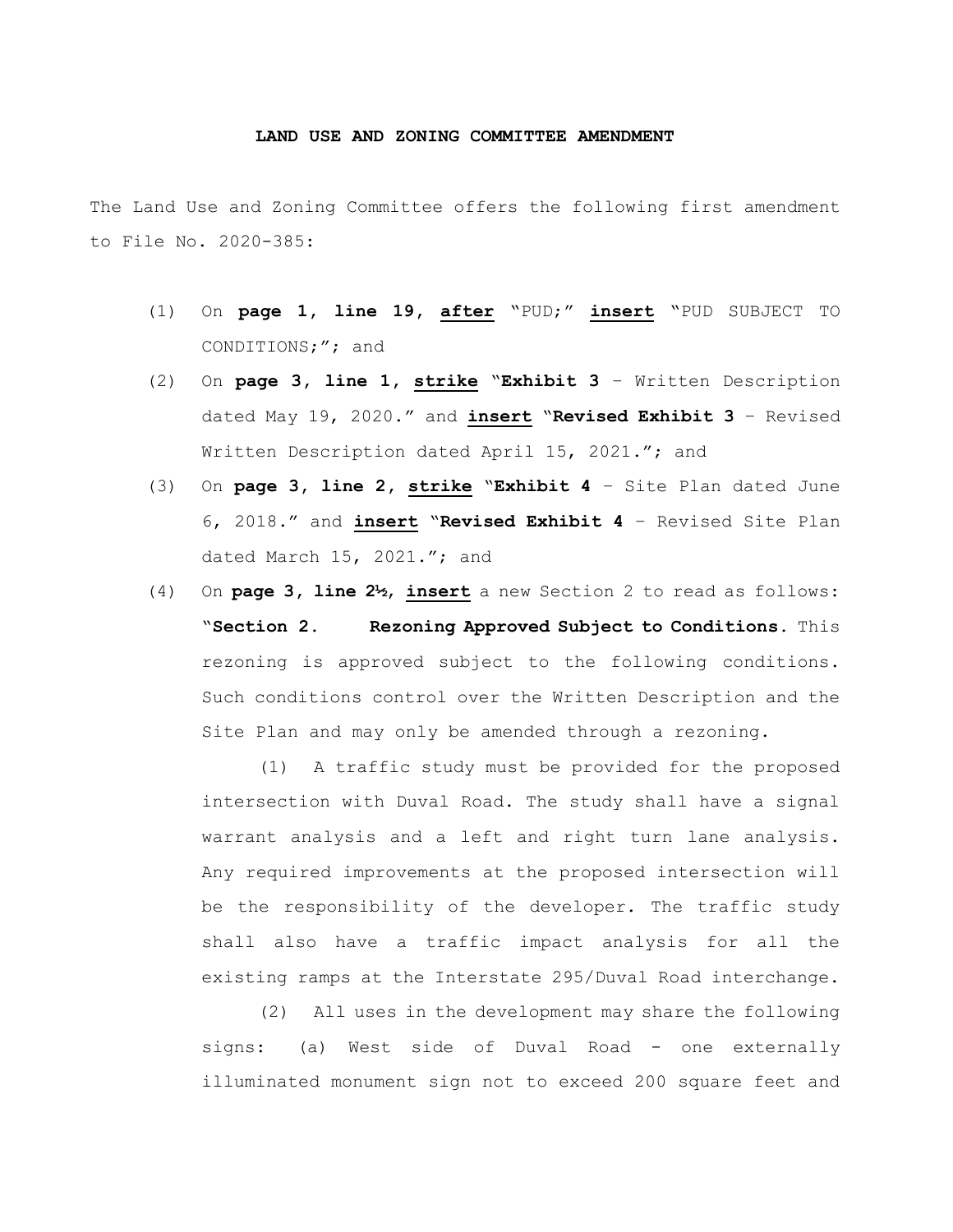**LAND USE AND ZONING COMMITTEE AMENDMENT**

The Land Use and Zoning Committee offers the following first amendment to File No. 2020-385:

(1) On **page 1, line 19, <u>after</u>** "PUD;" **<u>insert</u>** "PUD SUBJECT TO CONDITIONS;"; and

(2) On **page 3, line 1, <u>strike</u>** "**Exhibit 3** – Written Description dated May 19, 2020." and **<u>insert</u>** "**Revised Exhibit 3** – Revised Written Description dated April 15, 2021."; and

(3) On **page 3, line 2, <u>strike</u>** "**Exhibit 4** – Site Plan dated June 6, 2018." and **<u>insert</u>** "**Revised Exhibit 4** – Revised Site Plan dated March 15, 2021."; and

(4) On **page 3, line 2½, <u>insert</u>** a new Section 2 to read as follows: "**Section 2. Rezoning Approved Subject to Conditions.** This rezoning is approved subject to the following conditions. Such conditions control over the Written Description and the Site Plan and may only be amended through a rezoning.

(1) A traffic study must be provided for the proposed intersection with Duval Road. The study shall have a signal warrant analysis and a left and right turn lane analysis. Any required improvements at the proposed intersection will be the responsibility of the developer. The traffic study shall also have a traffic impact analysis for all the existing ramps at the Interstate 295/Duval Road interchange.

(2) All uses in the development may share the following signs: (a) West side of Duval Road - one externally illuminated monument sign not to exceed 200 square feet and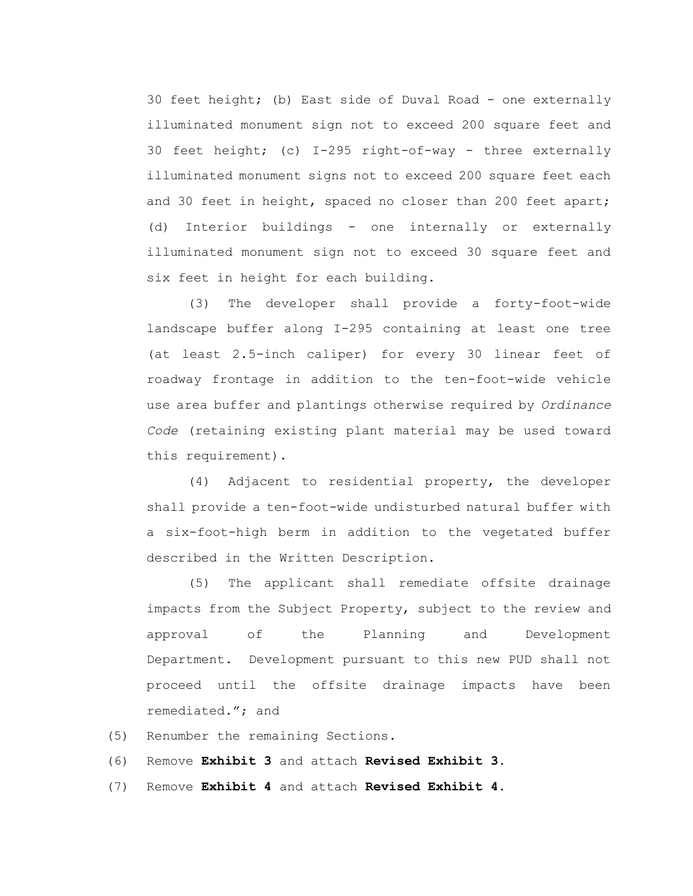30 feet height; (b) East side of Duval Road - one externally illuminated monument sign not to exceed 200 square feet and 30 feet height; (c) I-295 right-of-way - three externally illuminated monument signs not to exceed 200 square feet each and 30 feet in height, spaced no closer than 200 feet apart; (d) Interior buildings - one internally or externally illuminated monument sign not to exceed 30 square feet and six feet in height for each building.

(3) The developer shall provide a forty-foot-wide landscape buffer along I-295 containing at least one tree (at least 2.5-inch caliper) for every 30 linear feet of roadway frontage in addition to the ten-foot-wide vehicle use area buffer and plantings otherwise required by *Ordinance Code* (retaining existing plant material may be used toward this requirement).

(4) Adjacent to residential property, the developer shall provide a ten-foot-wide undisturbed natural buffer with a six-foot-high berm in addition to the vegetated buffer described in the Written Description.

(5) The applicant shall remediate offsite drainage impacts from the Subject Property, subject to the review and approval of the Planning and Development Department. Development pursuant to this new PUD shall not proceed until the offsite drainage impacts have been remediated."; and

(5) Renumber the remaining Sections.

(6) Remove **Exhibit 3** and attach **Revised Exhibit 3**.

(7) Remove **Exhibit 4** and attach **Revised Exhibit 4**.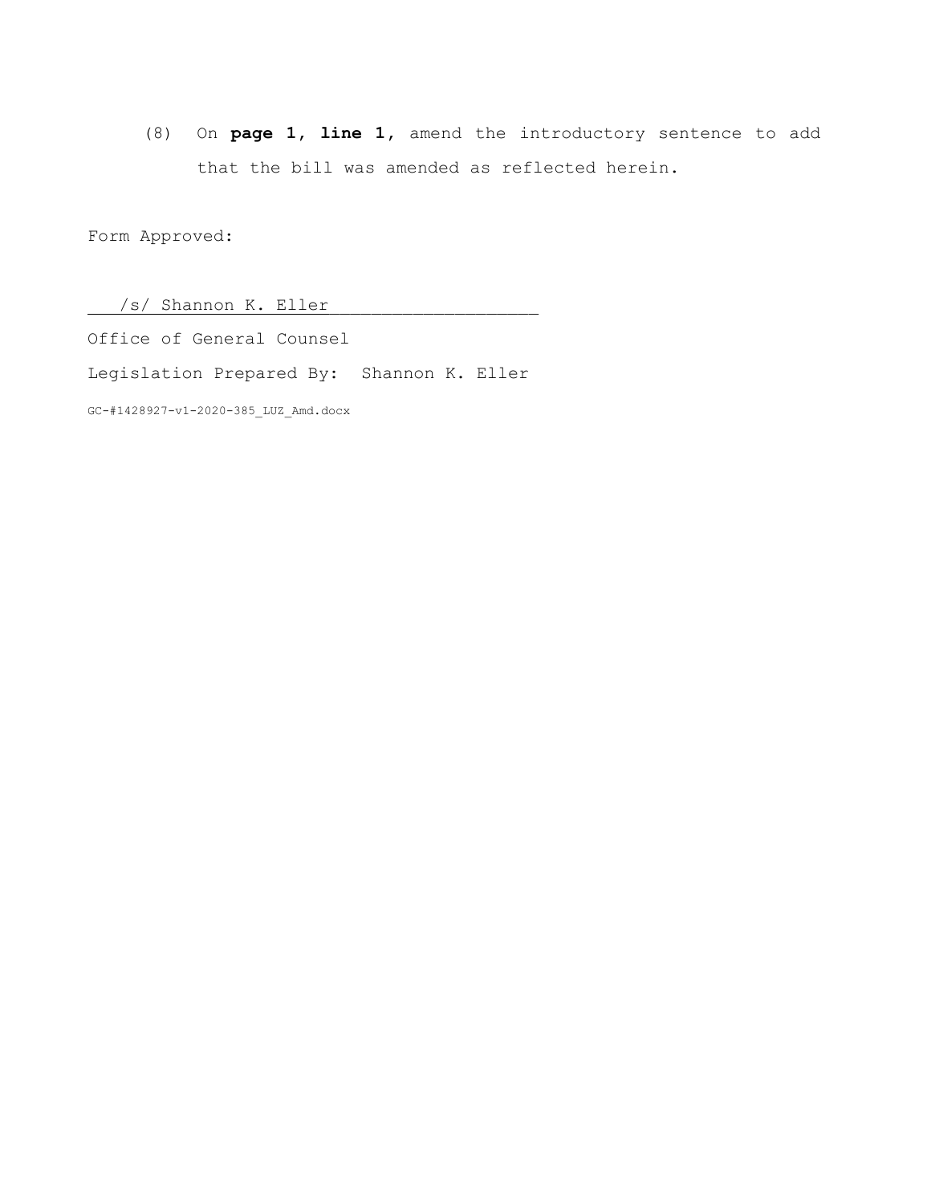(8) On **page 1, line 1**, amend the introductory sentence to add that the bill was amended as reflected herein.

Form Approved:

/s/ Shannon K. Eller

Office of General Counsel

Legislation Prepared By: Shannon K. Eller

GC-#1428927-v1-2020-385_LUZ_Amd.docx